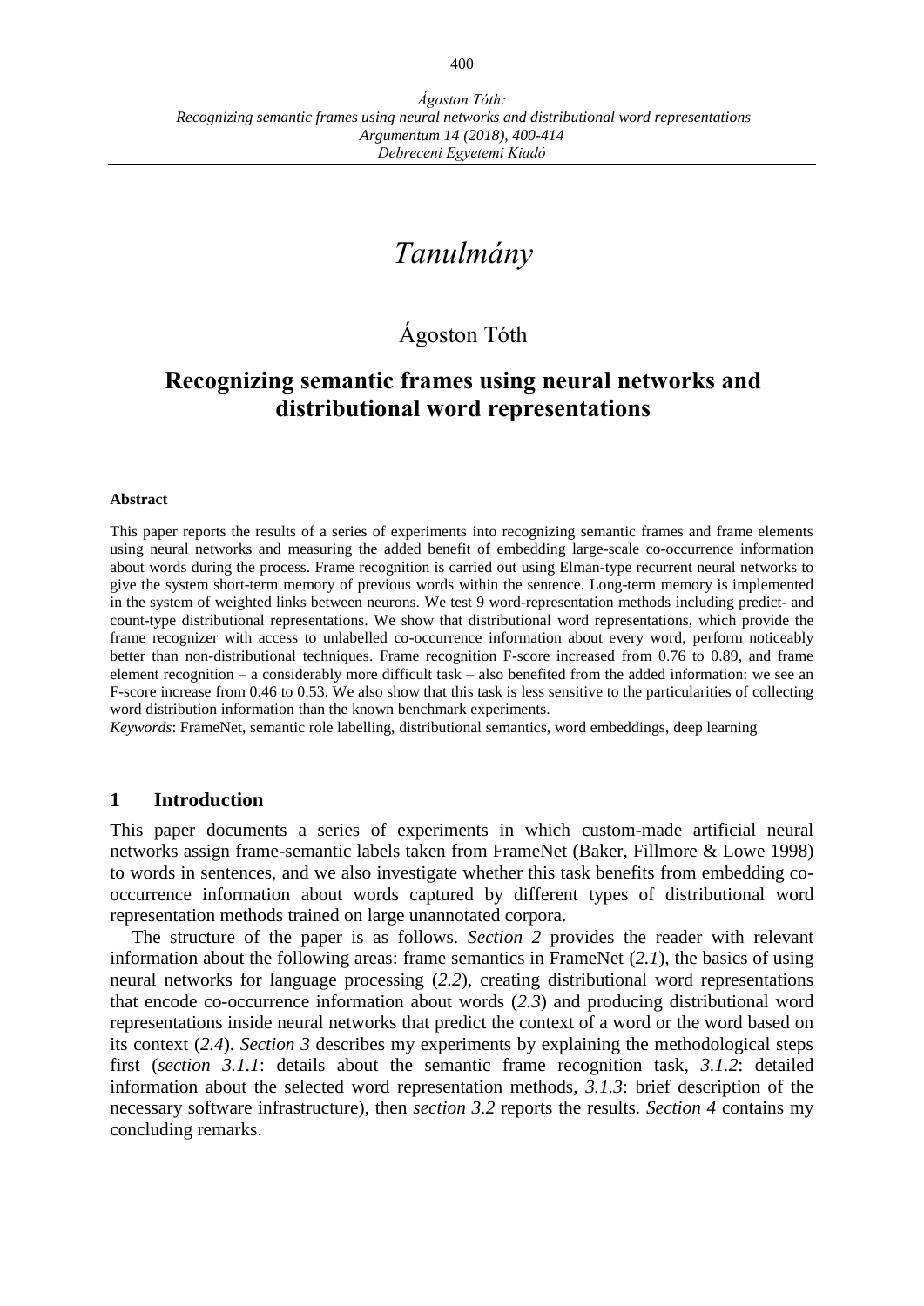# *Tanulmány*

Ágoston Tóth

## Recognizing semantic frames using neural networks and distributional word representations

**Abstract**

This paper reports the results of a series of experiments into recognizing semantic frames and frame elements using neural networks and measuring the added benefit of embedding large-scale co-occurrence information about words during the process. Frame recognition is carried out using Elman-type recurrent neural networks to give the system short-term memory of previous words within the sentence. Long-term memory is implemented in the system of weighted links between neurons. We test 9 word-representation methods including predict- and count-type distributional representations. We show that distributional word representations, which provide the frame recognizer with access to unlabelled co-occurrence information about every word, perform noticeably better than non-distributional techniques. Frame recognition F-score increased from 0.76 to 0.89, and frame element recognition – a considerably more difficult task – also benefited from the added information: we see an F-score increase from 0.46 to 0.53. We also show that this task is less sensitive to the particularities of collecting word distribution information than the known benchmark experiments.

*Keywords*: FrameNet, semantic role labelling, distributional semantics, word embeddings, deep learning

## 1 Introduction

This paper documents a series of experiments in which custom-made artificial neural networks assign frame-semantic labels taken from FrameNet (Baker, Fillmore & Lowe 1998) to words in sentences, and we also investigate whether this task benefits from embedding co-occurrence information about words captured by different types of distributional word representation methods trained on large unannotated corpora.

The structure of the paper is as follows. *Section 2* provides the reader with relevant information about the following areas: frame semantics in FrameNet (*2.1*), the basics of using neural networks for language processing (*2.2*), creating distributional word representations that encode co-occurrence information about words (*2.3*) and producing distributional word representations inside neural networks that predict the context of a word or the word based on its context (*2.4*). *Section 3* describes my experiments by explaining the methodological steps first (*section 3.1.1*: details about the semantic frame recognition task, *3.1.2*: detailed information about the selected word representation methods, *3.1.3*: brief description of the necessary software infrastructure), then *section 3.2* reports the results. *Section 4* contains my concluding remarks.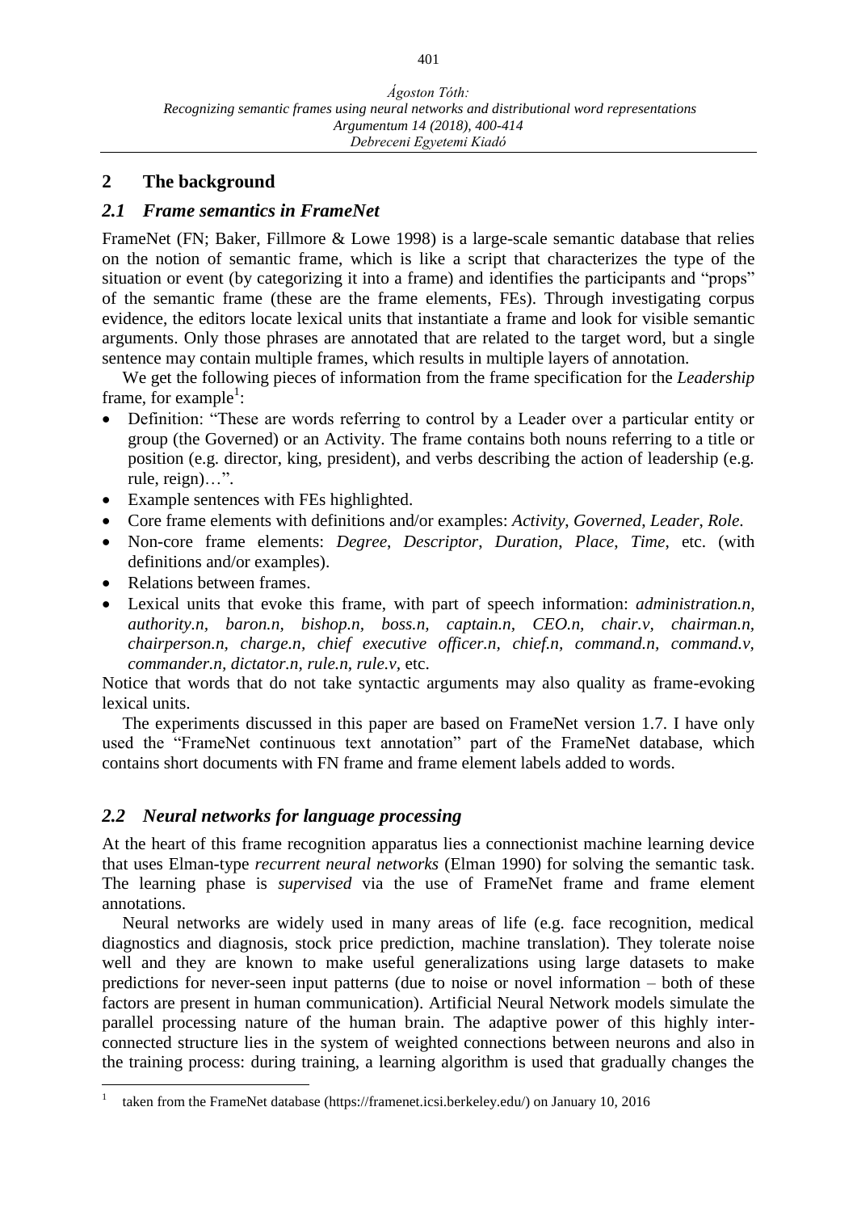## 2 The background

### 2.1 *Frame semantics in FrameNet*

FrameNet (FN; Baker, Fillmore & Lowe 1998) is a large-scale semantic database that relies on the notion of semantic frame, which is like a script that characterizes the type of the situation or event (by categorizing it into a frame) and identifies the participants and "props" of the semantic frame (these are the frame elements, FEs). Through investigating corpus evidence, the editors locate lexical units that instantiate a frame and look for visible semantic arguments. Only those phrases are annotated that are related to the target word, but a single sentence may contain multiple frames, which results in multiple layers of annotation.

We get the following pieces of information from the frame specification for the *Leadership* frame, for example[1]:

- Definition: "These are words referring to control by a Leader over a particular entity or group (the Governed) or an Activity. The frame contains both nouns referring to a title or position (e.g. director, king, president), and verbs describing the action of leadership (e.g. rule, reign)…".
- Example sentences with FEs highlighted.
- Core frame elements with definitions and/or examples: *Activity*, *Governed*, *Leader*, *Role*.
- Non-core frame elements: *Degree*, *Descriptor*, *Duration*, *Place*, *Time*, etc. (with definitions and/or examples).
- Relations between frames.
- Lexical units that evoke this frame, with part of speech information: *administration.n, authority.n, baron.n, bishop.n, boss.n, captain.n, CEO.n, chair.v, chairman.n, chairperson.n, charge.n, chief executive officer.n, chief.n, command.n, command.v, commander.n, dictator.n, rule.n, rule.v,* etc.

Notice that words that do not take syntactic arguments may also quality as frame-evoking lexical units.

The experiments discussed in this paper are based on FrameNet version 1.7. I have only used the "FrameNet continuous text annotation" part of the FrameNet database, which contains short documents with FN frame and frame element labels added to words.

### 2.2 *Neural networks for language processing*

At the heart of this frame recognition apparatus lies a connectionist machine learning device that uses Elman-type *recurrent neural networks* (Elman 1990) for solving the semantic task. The learning phase is *supervised* via the use of FrameNet frame and frame element annotations.

Neural networks are widely used in many areas of life (e.g. face recognition, medical diagnostics and diagnosis, stock price prediction, machine translation). They tolerate noise well and they are known to make useful generalizations using large datasets to make predictions for never-seen input patterns (due to noise or novel information – both of these factors are present in human communication). Artificial Neural Network models simulate the parallel processing nature of the human brain. The adaptive power of this highly inter-connected structure lies in the system of weighted connections between neurons and also in the training process: during training, a learning algorithm is used that gradually changes the

[1] taken from the FrameNet database (https://framenet.icsi.berkeley.edu/) on January 10, 2016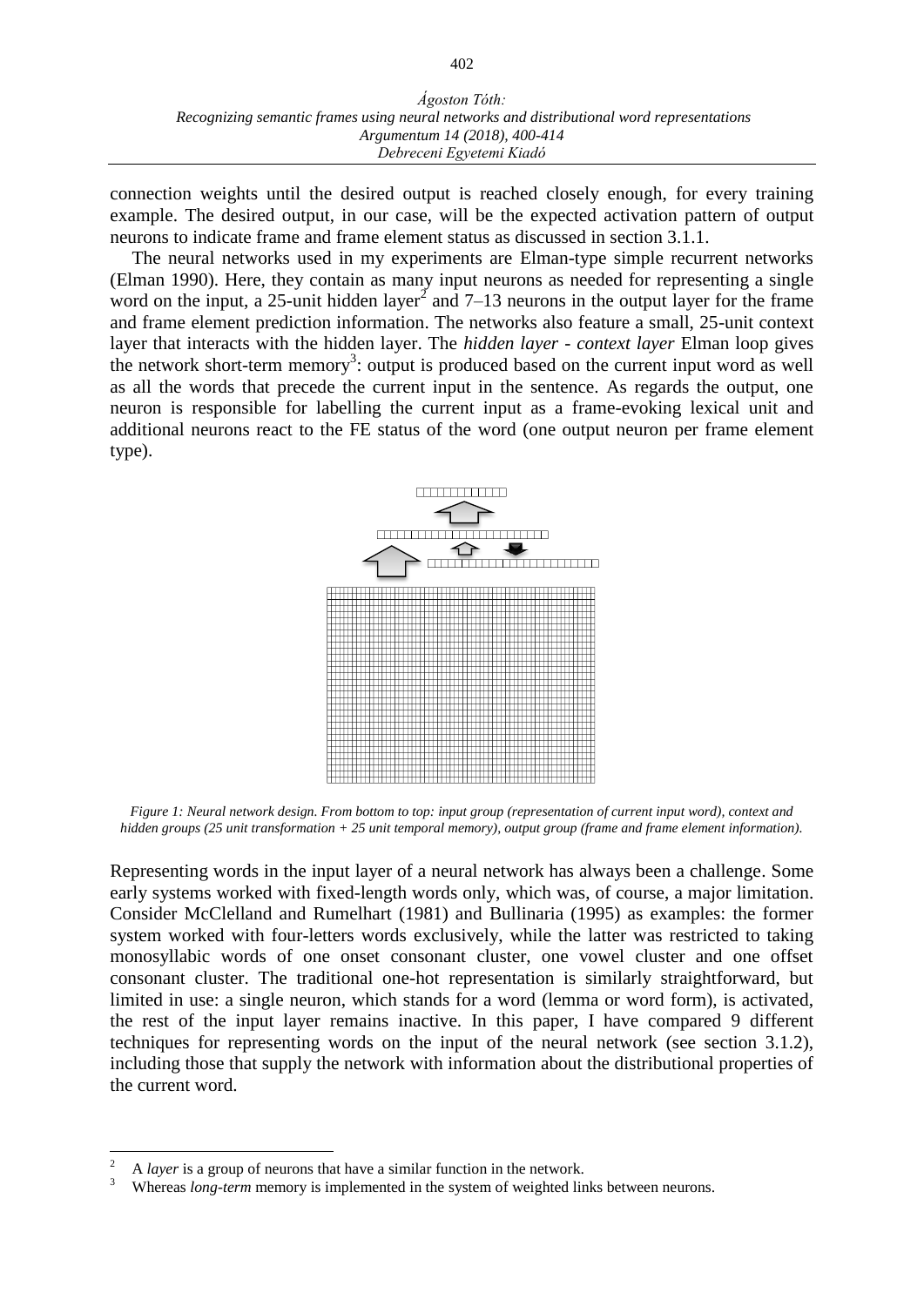connection weights until the desired output is reached closely enough, for every training example. The desired output, in our case, will be the expected activation pattern of output neurons to indicate frame and frame element status as discussed in section 3.1.1.

The neural networks used in my experiments are Elman-type simple recurrent networks (Elman 1990). Here, they contain as many input neurons as needed for representing a single word on the input, a 25-unit hidden layer[2] and 7–13 neurons in the output layer for the frame and frame element prediction information. The networks also feature a small, 25-unit context layer that interacts with the hidden layer. The *hidden layer - context layer* Elman loop gives the network short-term memory[3]: output is produced based on the current input word as well as all the words that precede the current input in the sentence. As regards the output, one neuron is responsible for labelling the current input as a frame-evoking lexical unit and additional neurons react to the FE status of the word (one output neuron per frame element type).

*Figure 1: Neural network design. From bottom to top: input group (representation of current input word), context and hidden groups (25 unit transformation + 25 unit temporal memory), output group (frame and frame element information).*

Representing words in the input layer of a neural network has always been a challenge. Some early systems worked with fixed-length words only, which was, of course, a major limitation. Consider McClelland and Rumelhart (1981) and Bullinaria (1995) as examples: the former system worked with four-letters words exclusively, while the latter was restricted to taking monosyllabic words of one onset consonant cluster, one vowel cluster and one offset consonant cluster. The traditional one-hot representation is similarly straightforward, but limited in use: a single neuron, which stands for a word (lemma or word form), is activated, the rest of the input layer remains inactive. In this paper, I have compared 9 different techniques for representing words on the input of the neural network (see section 3.1.2), including those that supply the network with information about the distributional properties of the current word.

---

[2] A *layer* is a group of neurons that have a similar function in the network.

[3] Whereas *long-term* memory is implemented in the system of weighted links between neurons.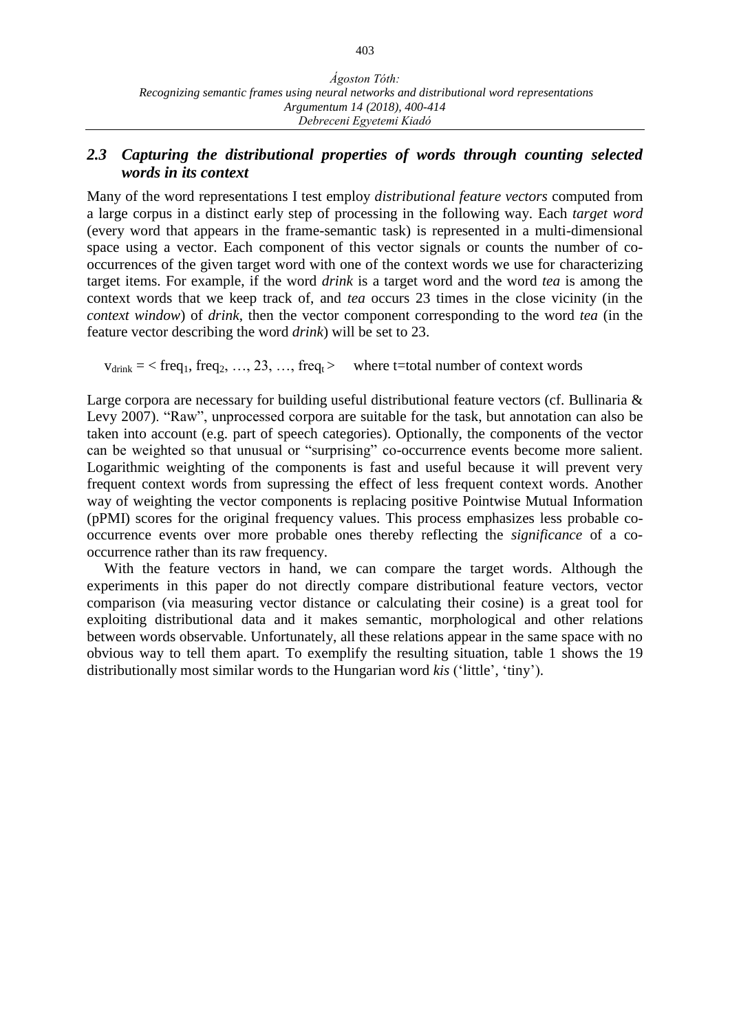## 2.3 *Capturing the distributional properties of words through counting selected words in its context*

Many of the word representations I test employ *distributional feature vectors* computed from a large corpus in a distinct early step of processing in the following way. Each *target word* (every word that appears in the frame-semantic task) is represented in a multi-dimensional space using a vector. Each component of this vector signals or counts the number of co-occurrences of the given target word with one of the context words we use for characterizing target items. For example, if the word *drink* is a target word and the word *tea* is among the context words that we keep track of, and *tea* occurs 23 times in the close vicinity (in the *context window*) of *drink*, then the vector component corresponding to the word *tea* (in the feature vector describing the word *drink*) will be set to 23.

$v_{drink} = < freq_1, freq_2, \ldots, 23, \ldots, freq_t >$ where t=total number of context words

Large corpora are necessary for building useful distributional feature vectors (cf. Bullinaria & Levy 2007). "Raw", unprocessed corpora are suitable for the task, but annotation can also be taken into account (e.g. part of speech categories). Optionally, the components of the vector can be weighted so that unusual or "surprising" co-occurrence events become more salient. Logarithmic weighting of the components is fast and useful because it will prevent very frequent context words from supressing the effect of less frequent context words. Another way of weighting the vector components is replacing positive Pointwise Mutual Information (pPMI) scores for the original frequency values. This process emphasizes less probable co-occurrence events over more probable ones thereby reflecting the *significance* of a co-occurrence rather than its raw frequency.

With the feature vectors in hand, we can compare the target words. Although the experiments in this paper do not directly compare distributional feature vectors, vector comparison (via measuring vector distance or calculating their cosine) is a great tool for exploiting distributional data and it makes semantic, morphological and other relations between words observable. Unfortunately, all these relations appear in the same space with no obvious way to tell them apart. To exemplify the resulting situation, table 1 shows the 19 distributionally most similar words to the Hungarian word *kis* ('little', 'tiny').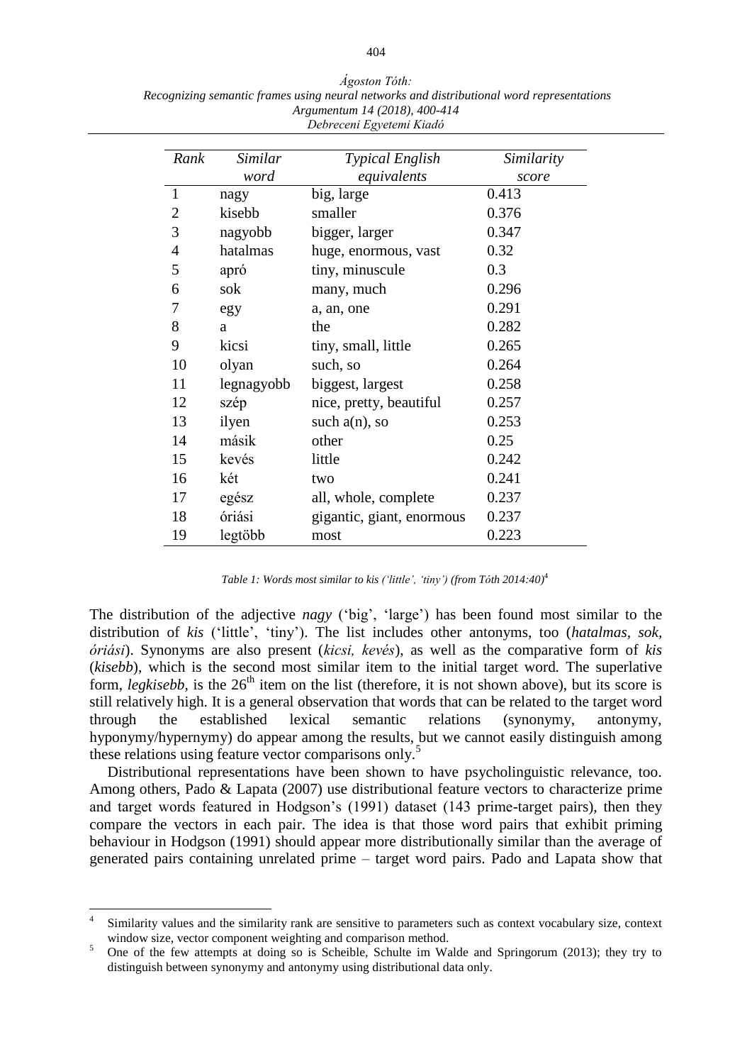| *Rank* | *Similar word* | *Typical English equivalents* | *Similarity score* |
|---|---|---|---|
| 1 | nagy | big, large | 0.413 |
| 2 | kisebb | smaller | 0.376 |
| 3 | nagyobb | bigger, larger | 0.347 |
| 4 | hatalmas | huge, enormous, vast | 0.32 |
| 5 | apró | tiny, minuscule | 0.3 |
| 6 | sok | many, much | 0.296 |
| 7 | egy | a, an, one | 0.291 |
| 8 | a | the | 0.282 |
| 9 | kicsi | tiny, small, little | 0.265 |
| 10 | olyan | such, so | 0.264 |
| 11 | legnagyobb | biggest, largest | 0.258 |
| 12 | szép | nice, pretty, beautiful | 0.257 |
| 13 | ilyen | such a(n), so | 0.253 |
| 14 | másik | other | 0.25 |
| 15 | kevés | little | 0.242 |
| 16 | két | two | 0.241 |
| 17 | egész | all, whole, complete | 0.237 |
| 18 | óriási | gigantic, giant, enormous | 0.237 |
| 19 | legtöbb | most | 0.223 |

*Table 1: Words most similar to kis ('little', 'tiny') (from Tóth 2014:40)*[4]

The distribution of the adjective *nagy* ('big', 'large') has been found most similar to the distribution of *kis* ('little', 'tiny'). The list includes other antonyms, too (*hatalmas, sok, óriási*). Synonyms are also present (*kicsi, kevés*), as well as the comparative form of *kis* (*kisebb*), which is the second most similar item to the initial target word. The superlative form, *legkisebb*, is the 26th item on the list (therefore, it is not shown above), but its score is still relatively high. It is a general observation that words that can be related to the target word through the established lexical semantic relations (synonymy, antonymy, hyponymy/hypernymy) do appear among the results, but we cannot easily distinguish among these relations using feature vector comparisons only.[5]

Distributional representations have been shown to have psycholinguistic relevance, too. Among others, Pado & Lapata (2007) use distributional feature vectors to characterize prime and target words featured in Hodgson's (1991) dataset (143 prime-target pairs), then they compare the vectors in each pair. The idea is that those word pairs that exhibit priming behaviour in Hodgson (1991) should appear more distributionally similar than the average of generated pairs containing unrelated prime – target word pairs. Pado and Lapata show that

---

[4] Similarity values and the similarity rank are sensitive to parameters such as context vocabulary size, context window size, vector component weighting and comparison method.

[5] One of the few attempts at doing so is Scheible, Schulte im Walde and Springorum (2013); they try to distinguish between synonymy and antonymy using distributional data only.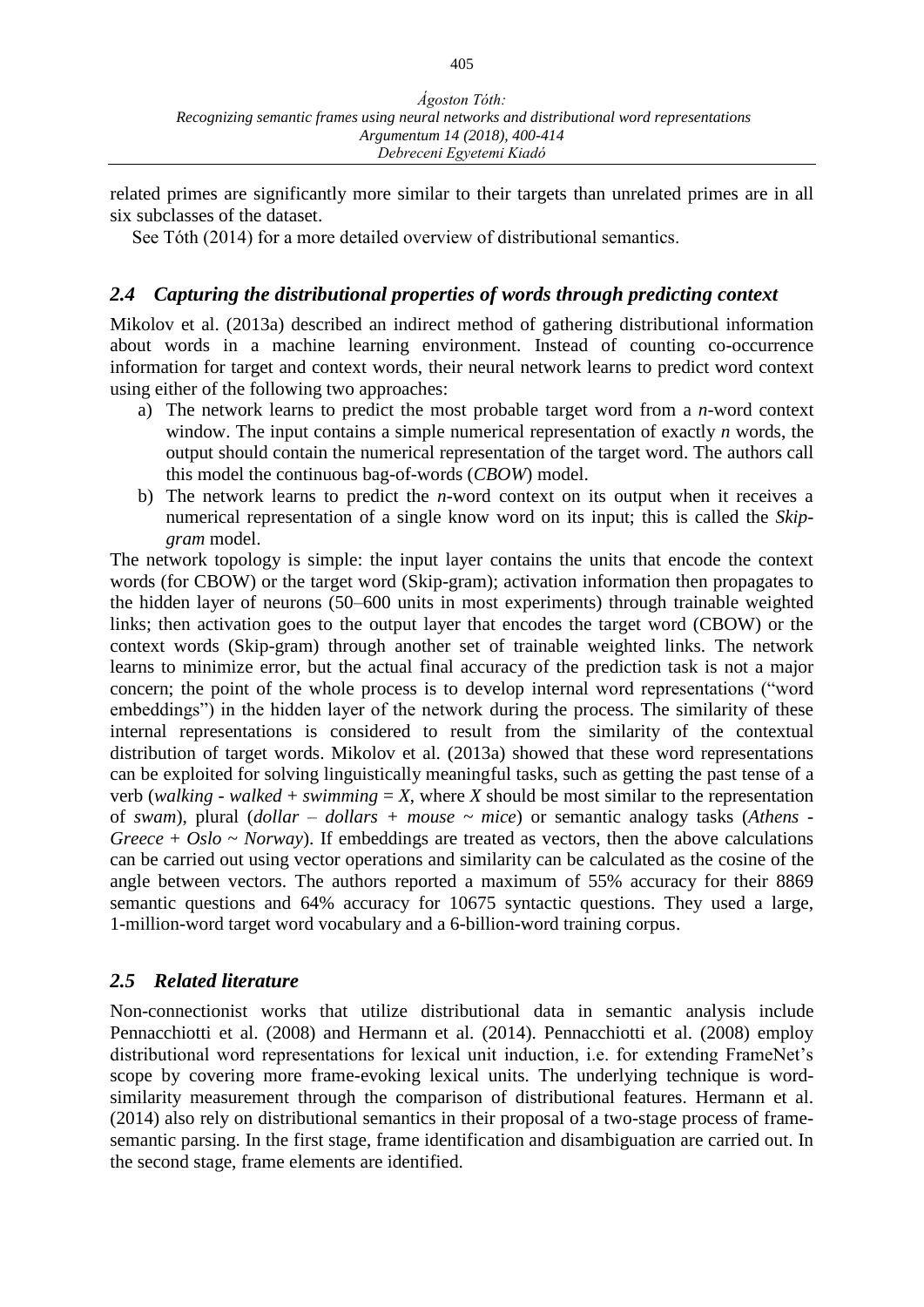related primes are significantly more similar to their targets than unrelated primes are in all six subclasses of the dataset.

See Tóth (2014) for a more detailed overview of distributional semantics.

## *2.4 Capturing the distributional properties of words through predicting context*

Mikolov et al. (2013a) described an indirect method of gathering distributional information about words in a machine learning environment. Instead of counting co-occurrence information for target and context words, their neural network learns to predict word context using either of the following two approaches:

a) The network learns to predict the most probable target word from a *n*-word context window. The input contains a simple numerical representation of exactly *n* words, the output should contain the numerical representation of the target word. The authors call this model the continuous bag-of-words (*CBOW*) model.
b) The network learns to predict the *n*-word context on its output when it receives a numerical representation of a single know word on its input; this is called the *Skip-gram* model.

The network topology is simple: the input layer contains the units that encode the context words (for CBOW) or the target word (Skip-gram); activation information then propagates to the hidden layer of neurons (50–600 units in most experiments) through trainable weighted links; then activation goes to the output layer that encodes the target word (CBOW) or the context words (Skip-gram) through another set of trainable weighted links. The network learns to minimize error, but the actual final accuracy of the prediction task is not a major concern; the point of the whole process is to develop internal word representations ("word embeddings") in the hidden layer of the network during the process. The similarity of these internal representations is considered to result from the similarity of the contextual distribution of target words. Mikolov et al. (2013a) showed that these word representations can be exploited for solving linguistically meaningful tasks, such as getting the past tense of a verb (*walking* - *walked* + *swimming* = *X*, where *X* should be most similar to the representation of *swam*), plural (*dollar* – *dollars* + *mouse* ~ *mice*) or semantic analogy tasks (*Athens* - *Greece* + *Oslo* ~ *Norway*). If embeddings are treated as vectors, then the above calculations can be carried out using vector operations and similarity can be calculated as the cosine of the angle between vectors. The authors reported a maximum of 55% accuracy for their 8869 semantic questions and 64% accuracy for 10675 syntactic questions. They used a large, 1-million-word target word vocabulary and a 6-billion-word training corpus.

## *2.5 Related literature*

Non-connectionist works that utilize distributional data in semantic analysis include Pennacchiotti et al. (2008) and Hermann et al. (2014). Pennacchiotti et al. (2008) employ distributional word representations for lexical unit induction, i.e. for extending FrameNet's scope by covering more frame-evoking lexical units. The underlying technique is word-similarity measurement through the comparison of distributional features. Hermann et al. (2014) also rely on distributional semantics in their proposal of a two-stage process of frame-semantic parsing. In the first stage, frame identification and disambiguation are carried out. In the second stage, frame elements are identified.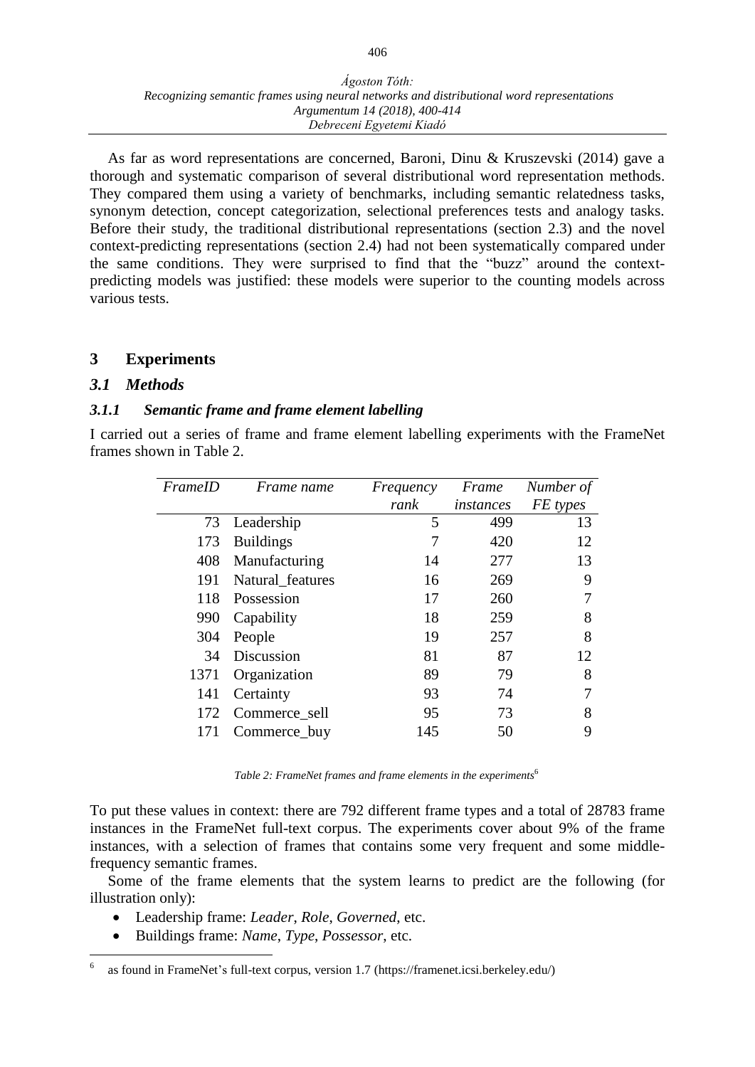As far as word representations are concerned, Baroni, Dinu & Kruszevski (2014) gave a thorough and systematic comparison of several distributional word representation methods. They compared them using a variety of benchmarks, including semantic relatedness tasks, synonym detection, concept categorization, selectional preferences tests and analogy tasks. Before their study, the traditional distributional representations (section 2.3) and the novel context-predicting representations (section 2.4) had not been systematically compared under the same conditions. They were surprised to find that the "buzz" around the context-predicting models was justified: these models were superior to the counting models across various tests.

# 3 Experiments

## 3.1 Methods

### 3.1.1 Semantic frame and frame element labelling

I carried out a series of frame and frame element labelling experiments with the FrameNet frames shown in Table 2.

| *FrameID* | *Frame name* | *Frequency rank* | *Frame instances* | *Number of FE types* |
|---|---|---|---|---|
| 73 | Leadership | 5 | 499 | 13 |
| 173 | Buildings | 7 | 420 | 12 |
| 408 | Manufacturing | 14 | 277 | 13 |
| 191 | Natural_features | 16 | 269 | 9 |
| 118 | Possession | 17 | 260 | 7 |
| 990 | Capability | 18 | 259 | 8 |
| 304 | People | 19 | 257 | 8 |
| 34 | Discussion | 81 | 87 | 12 |
| 1371 | Organization | 89 | 79 | 8 |
| 141 | Certainty | 93 | 74 | 7 |
| 172 | Commerce_sell | 95 | 73 | 8 |
| 171 | Commerce_buy | 145 | 50 | 9 |

*Table 2: FrameNet frames and frame elements in the experiments*[6]

To put these values in context: there are 792 different frame types and a total of 28783 frame instances in the FrameNet full-text corpus. The experiments cover about 9% of the frame instances, with a selection of frames that contains some very frequent and some middle-frequency semantic frames.

Some of the frame elements that the system learns to predict are the following (for illustration only):

- Leadership frame: *Leader*, *Role*, *Governed*, etc.
- Buildings frame: *Name*, *Type*, *Possessor*, etc.

[6] as found in FrameNet's full-text corpus, version 1.7 (https://framenet.icsi.berkeley.edu/)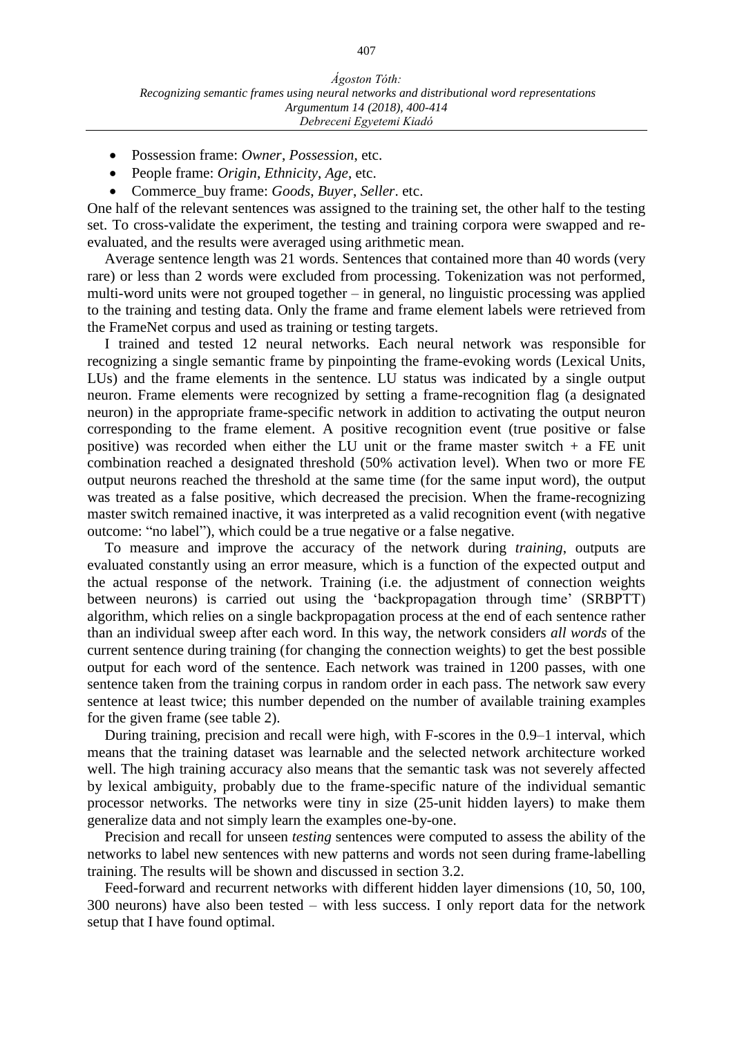- Possession frame: *Owner*, *Possession*, etc.
- People frame: *Origin*, *Ethnicity*, *Age*, etc.
- Commerce_buy frame: *Goods*, *Buyer*, *Seller*. etc.

One half of the relevant sentences was assigned to the training set, the other half to the testing set. To cross-validate the experiment, the testing and training corpora were swapped and re-evaluated, and the results were averaged using arithmetic mean.

Average sentence length was 21 words. Sentences that contained more than 40 words (very rare) or less than 2 words were excluded from processing. Tokenization was not performed, multi-word units were not grouped together – in general, no linguistic processing was applied to the training and testing data. Only the frame and frame element labels were retrieved from the FrameNet corpus and used as training or testing targets.

I trained and tested 12 neural networks. Each neural network was responsible for recognizing a single semantic frame by pinpointing the frame-evoking words (Lexical Units, LUs) and the frame elements in the sentence. LU status was indicated by a single output neuron. Frame elements were recognized by setting a frame-recognition flag (a designated neuron) in the appropriate frame-specific network in addition to activating the output neuron corresponding to the frame element. A positive recognition event (true positive or false positive) was recorded when either the LU unit or the frame master switch + a FE unit combination reached a designated threshold (50% activation level). When two or more FE output neurons reached the threshold at the same time (for the same input word), the output was treated as a false positive, which decreased the precision. When the frame-recognizing master switch remained inactive, it was interpreted as a valid recognition event (with negative outcome: "no label"), which could be a true negative or a false negative.

To measure and improve the accuracy of the network during *training*, outputs are evaluated constantly using an error measure, which is a function of the expected output and the actual response of the network. Training (i.e. the adjustment of connection weights between neurons) is carried out using the 'backpropagation through time' (SRBPTT) algorithm, which relies on a single backpropagation process at the end of each sentence rather than an individual sweep after each word. In this way, the network considers *all words* of the current sentence during training (for changing the connection weights) to get the best possible output for each word of the sentence. Each network was trained in 1200 passes, with one sentence taken from the training corpus in random order in each pass. The network saw every sentence at least twice; this number depended on the number of available training examples for the given frame (see table 2).

During training, precision and recall were high, with F-scores in the 0.9–1 interval, which means that the training dataset was learnable and the selected network architecture worked well. The high training accuracy also means that the semantic task was not severely affected by lexical ambiguity, probably due to the frame-specific nature of the individual semantic processor networks. The networks were tiny in size (25-unit hidden layers) to make them generalize data and not simply learn the examples one-by-one.

Precision and recall for unseen *testing* sentences were computed to assess the ability of the networks to label new sentences with new patterns and words not seen during frame-labelling training. The results will be shown and discussed in section 3.2.

Feed-forward and recurrent networks with different hidden layer dimensions (10, 50, 100, 300 neurons) have also been tested – with less success. I only report data for the network setup that I have found optimal.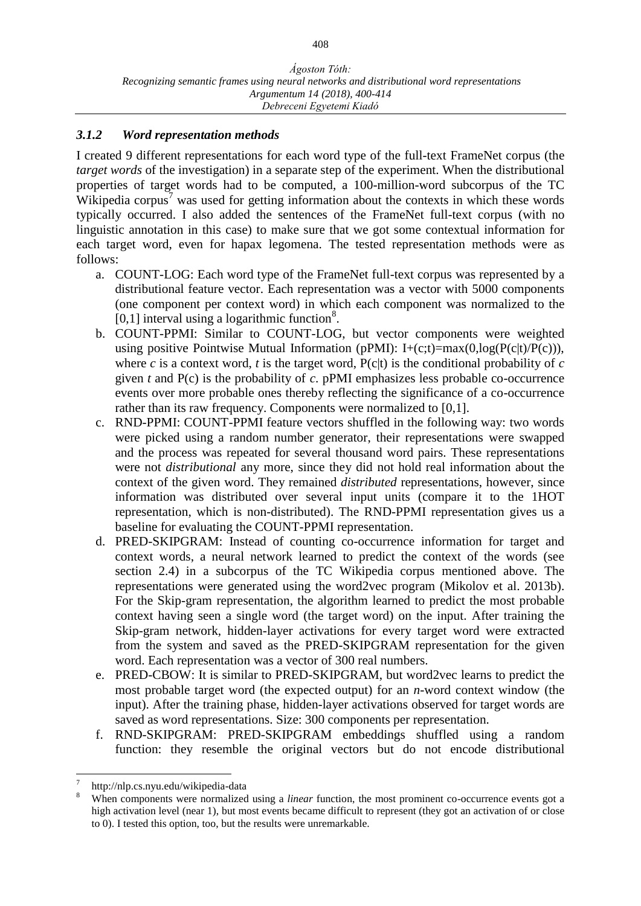### *3.1.2 Word representation methods*

I created 9 different representations for each word type of the full-text FrameNet corpus (the *target words* of the investigation) in a separate step of the experiment. When the distributional properties of target words had to be computed, a 100-million-word subcorpus of the TC Wikipedia corpus[7] was used for getting information about the contexts in which these words typically occurred. I also added the sentences of the FrameNet full-text corpus (with no linguistic annotation in this case) to make sure that we got some contextual information for each target word, even for hapax legomena. The tested representation methods were as follows:

a. COUNT-LOG: Each word type of the FrameNet full-text corpus was represented by a distributional feature vector. Each representation was a vector with 5000 components (one component per context word) in which each component was normalized to the [0,1] interval using a logarithmic function[8].
b. COUNT-PPMI: Similar to COUNT-LOG, but vector components were weighted using positive Pointwise Mutual Information (pPMI): $I+(c;t)=\max(0,\log(P(c|t)/P(c)))$, where $c$ is a context word, $t$ is the target word, $P(c|t)$ is the conditional probability of $c$ given $t$ and $P(c)$ is the probability of $c$. pPMI emphasizes less probable co-occurrence events over more probable ones thereby reflecting the significance of a co-occurrence rather than its raw frequency. Components were normalized to [0,1].
c. RND-PPMI: COUNT-PPMI feature vectors shuffled in the following way: two words were picked using a random number generator, their representations were swapped and the process was repeated for several thousand word pairs. These representations were not *distributional* any more, since they did not hold real information about the context of the given word. They remained *distributed* representations, however, since information was distributed over several input units (compare it to the 1HOT representation, which is non-distributed). The RND-PPMI representation gives us a baseline for evaluating the COUNT-PPMI representation.
d. PRED-SKIPGRAM: Instead of counting co-occurrence information for target and context words, a neural network learned to predict the context of the words (see section 2.4) in a subcorpus of the TC Wikipedia corpus mentioned above. The representations were generated using the word2vec program (Mikolov et al. 2013b). For the Skip-gram representation, the algorithm learned to predict the most probable context having seen a single word (the target word) on the input. After training the Skip-gram network, hidden-layer activations for every target word were extracted from the system and saved as the PRED-SKIPGRAM representation for the given word. Each representation was a vector of 300 real numbers.
e. PRED-CBOW: It is similar to PRED-SKIPGRAM, but word2vec learns to predict the most probable target word (the expected output) for an *n*-word context window (the input). After the training phase, hidden-layer activations observed for target words are saved as word representations. Size: 300 components per representation.
f. RND-SKIPGRAM: PRED-SKIPGRAM embeddings shuffled using a random function: they resemble the original vectors but do not encode distributional

---

[7] http://nlp.cs.nyu.edu/wikipedia-data

[8] When components were normalized using a *linear* function, the most prominent co-occurrence events got a high activation level (near 1), but most events became difficult to represent (they got an activation of or close to 0). I tested this option, too, but the results were unremarkable.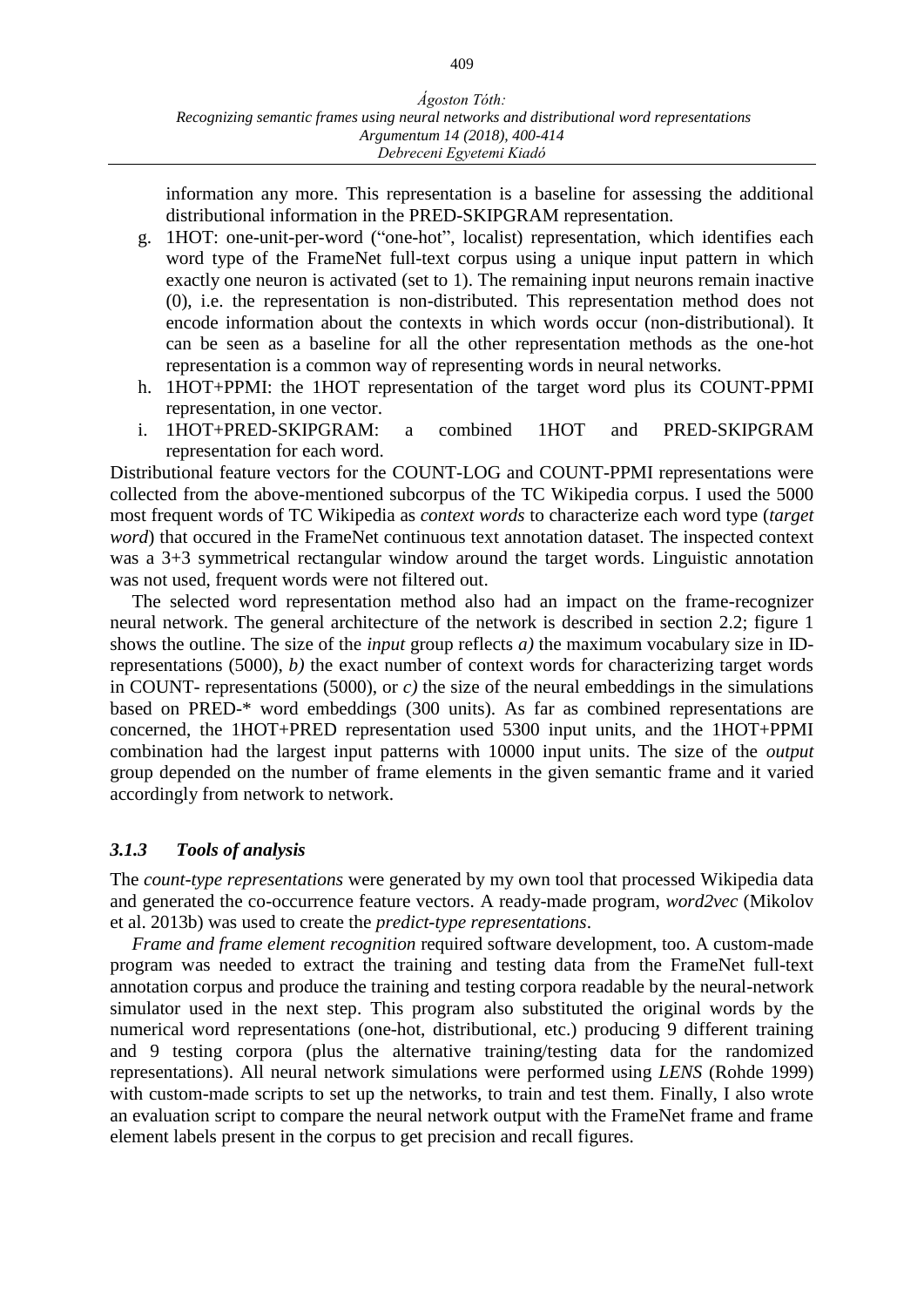information any more. This representation is a baseline for assessing the additional distributional information in the PRED-SKIPGRAM representation.

g. 1HOT: one-unit-per-word ("one-hot", localist) representation, which identifies each word type of the FrameNet full-text corpus using a unique input pattern in which exactly one neuron is activated (set to 1). The remaining input neurons remain inactive (0), i.e. the representation is non-distributed. This representation method does not encode information about the contexts in which words occur (non-distributional). It can be seen as a baseline for all the other representation methods as the one-hot representation is a common way of representing words in neural networks.

h. 1HOT+PPMI: the 1HOT representation of the target word plus its COUNT-PPMI representation, in one vector.

i. 1HOT+PRED-SKIPGRAM: a combined 1HOT and PRED-SKIPGRAM representation for each word.

Distributional feature vectors for the COUNT-LOG and COUNT-PPMI representations were collected from the above-mentioned subcorpus of the TC Wikipedia corpus. I used the 5000 most frequent words of TC Wikipedia as *context words* to characterize each word type (*target word*) that occured in the FrameNet continuous text annotation dataset. The inspected context was a 3+3 symmetrical rectangular window around the target words. Linguistic annotation was not used, frequent words were not filtered out.

The selected word representation method also had an impact on the frame-recognizer neural network. The general architecture of the network is described in section 2.2; figure 1 shows the outline. The size of the *input* group reflects *a)* the maximum vocabulary size in ID-representations (5000), *b)* the exact number of context words for characterizing target words in COUNT- representations (5000), or *c)* the size of the neural embeddings in the simulations based on PRED-* word embeddings (300 units). As far as combined representations are concerned, the 1HOT+PRED representation used 5300 input units, and the 1HOT+PPMI combination had the largest input patterns with 10000 input units. The size of the *output* group depended on the number of frame elements in the given semantic frame and it varied accordingly from network to network.

### *3.1.3 Tools of analysis*

The *count-type representations* were generated by my own tool that processed Wikipedia data and generated the co-occurrence feature vectors. A ready-made program, *word2vec* (Mikolov et al. 2013b) was used to create the *predict-type representations*.

*Frame and frame element recognition* required software development, too. A custom-made program was needed to extract the training and testing data from the FrameNet full-text annotation corpus and produce the training and testing corpora readable by the neural-network simulator used in the next step. This program also substituted the original words by the numerical word representations (one-hot, distributional, etc.) producing 9 different training and 9 testing corpora (plus the alternative training/testing data for the randomized representations). All neural network simulations were performed using *LENS* (Rohde 1999) with custom-made scripts to set up the networks, to train and test them. Finally, I also wrote an evaluation script to compare the neural network output with the FrameNet frame and frame element labels present in the corpus to get precision and recall figures.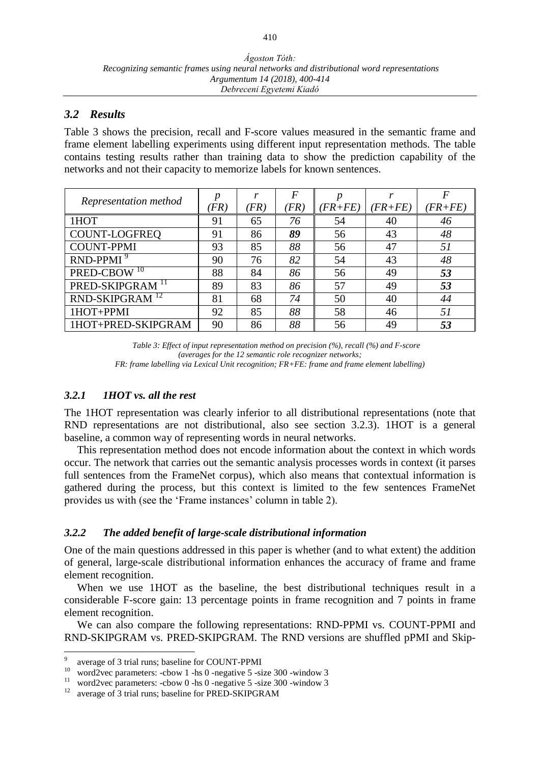### 3.2 Results

Table 3 shows the precision, recall and F-score values measured in the semantic frame and frame element labelling experiments using different input representation methods. The table contains testing results rather than training data to show the prediction capability of the networks and not their capacity to memorize labels for known sentences.

| *Representation method* | *p (FR)* | *r (FR)* | *F (FR)* | *p (FR+FE)* | *r (FR+FE)* | *F (FR+FE)* |
|---|---|---|---|---|---|---|
| 1HOT | 91 | 65 | *76* | 54 | 40 | *46* |
| COUNT-LOGFREQ | 91 | 86 | ***89*** | 56 | 43 | *48* |
| COUNT-PPMI | 93 | 85 | *88* | 56 | 47 | *51* |
| RND-PPMI [9] | 90 | 76 | *82* | 54 | 43 | *48* |
| PRED-CBOW [10] | 88 | 84 | *86* | 56 | 49 | ***53*** |
| PRED-SKIPGRAM [11] | 89 | 83 | *86* | 57 | 49 | ***53*** |
| RND-SKIPGRAM [12] | 81 | 68 | *74* | 50 | 40 | *44* |
| 1HOT+PPMI | 92 | 85 | *88* | 58 | 46 | *51* |
| 1HOT+PRED-SKIPGRAM | 90 | 86 | *88* | 56 | 49 | ***53*** |

*Table 3: Effect of input representation method on precision (%), recall (%) and F-score (averages for the 12 semantic role recognizer networks; FR: frame labelling via Lexical Unit recognition; FR+FE: frame and frame element labelling)*

#### 3.2.1 1HOT vs. all the rest

The 1HOT representation was clearly inferior to all distributional representations (note that RND representations are not distributional, also see section 3.2.3). 1HOT is a general baseline, a common way of representing words in neural networks.

This representation method does not encode information about the context in which words occur. The network that carries out the semantic analysis processes words in context (it parses full sentences from the FrameNet corpus), which also means that contextual information is gathered during the process, but this context is limited to the few sentences FrameNet provides us with (see the 'Frame instances' column in table 2).

#### 3.2.2 The added benefit of large-scale distributional information

One of the main questions addressed in this paper is whether (and to what extent) the addition of general, large-scale distributional information enhances the accuracy of frame and frame element recognition.

When we use 1HOT as the baseline, the best distributional techniques result in a considerable F-score gain: 13 percentage points in frame recognition and 7 points in frame element recognition.

We can also compare the following representations: RND-PPMI vs. COUNT-PPMI and RND-SKIPGRAM vs. PRED-SKIPGRAM. The RND versions are shuffled pPMI and Skip-

---

[9] average of 3 trial runs; baseline for COUNT-PPMI

[10] word2vec parameters: -cbow 1 -hs 0 -negative 5 -size 300 -window 3

[11] word2vec parameters: -cbow 0 -hs 0 -negative 5 -size 300 -window 3

[12] average of 3 trial runs; baseline for PRED-SKIPGRAM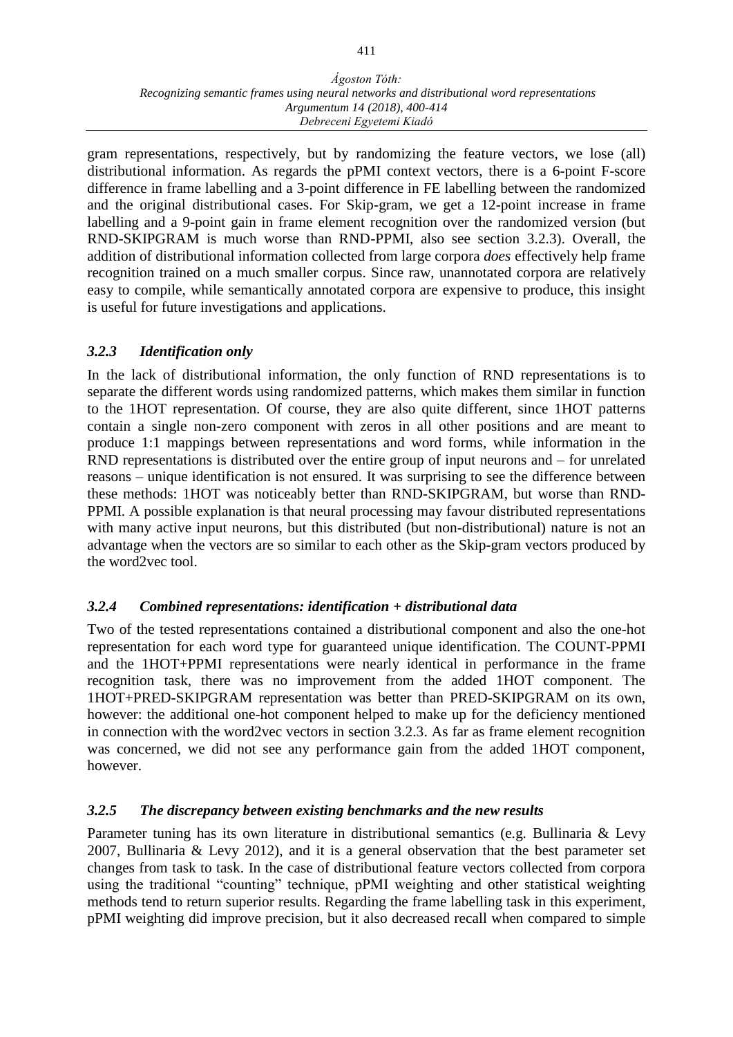gram representations, respectively, but by randomizing the feature vectors, we lose (all) distributional information. As regards the pPMI context vectors, there is a 6-point F-score difference in frame labelling and a 3-point difference in FE labelling between the randomized and the original distributional cases. For Skip-gram, we get a 12-point increase in frame labelling and a 9-point gain in frame element recognition over the randomized version (but RND-SKIPGRAM is much worse than RND-PPMI, also see section 3.2.3). Overall, the addition of distributional information collected from large corpora *does* effectively help frame recognition trained on a much smaller corpus. Since raw, unannotated corpora are relatively easy to compile, while semantically annotated corpora are expensive to produce, this insight is useful for future investigations and applications.

### *3.2.3 Identification only*

In the lack of distributional information, the only function of RND representations is to separate the different words using randomized patterns, which makes them similar in function to the 1HOT representation. Of course, they are also quite different, since 1HOT patterns contain a single non-zero component with zeros in all other positions and are meant to produce 1:1 mappings between representations and word forms, while information in the RND representations is distributed over the entire group of input neurons and – for unrelated reasons – unique identification is not ensured. It was surprising to see the difference between these methods: 1HOT was noticeably better than RND-SKIPGRAM, but worse than RND-PPMI. A possible explanation is that neural processing may favour distributed representations with many active input neurons, but this distributed (but non-distributional) nature is not an advantage when the vectors are so similar to each other as the Skip-gram vectors produced by the word2vec tool.

### *3.2.4 Combined representations: identification + distributional data*

Two of the tested representations contained a distributional component and also the one-hot representation for each word type for guaranteed unique identification. The COUNT-PPMI and the 1HOT+PPMI representations were nearly identical in performance in the frame recognition task, there was no improvement from the added 1HOT component. The 1HOT+PRED-SKIPGRAM representation was better than PRED-SKIPGRAM on its own, however: the additional one-hot component helped to make up for the deficiency mentioned in connection with the word2vec vectors in section 3.2.3. As far as frame element recognition was concerned, we did not see any performance gain from the added 1HOT component, however.

### *3.2.5 The discrepancy between existing benchmarks and the new results*

Parameter tuning has its own literature in distributional semantics (e.g. Bullinaria & Levy 2007, Bullinaria & Levy 2012), and it is a general observation that the best parameter set changes from task to task. In the case of distributional feature vectors collected from corpora using the traditional "counting" technique, pPMI weighting and other statistical weighting methods tend to return superior results. Regarding the frame labelling task in this experiment, pPMI weighting did improve precision, but it also decreased recall when compared to simple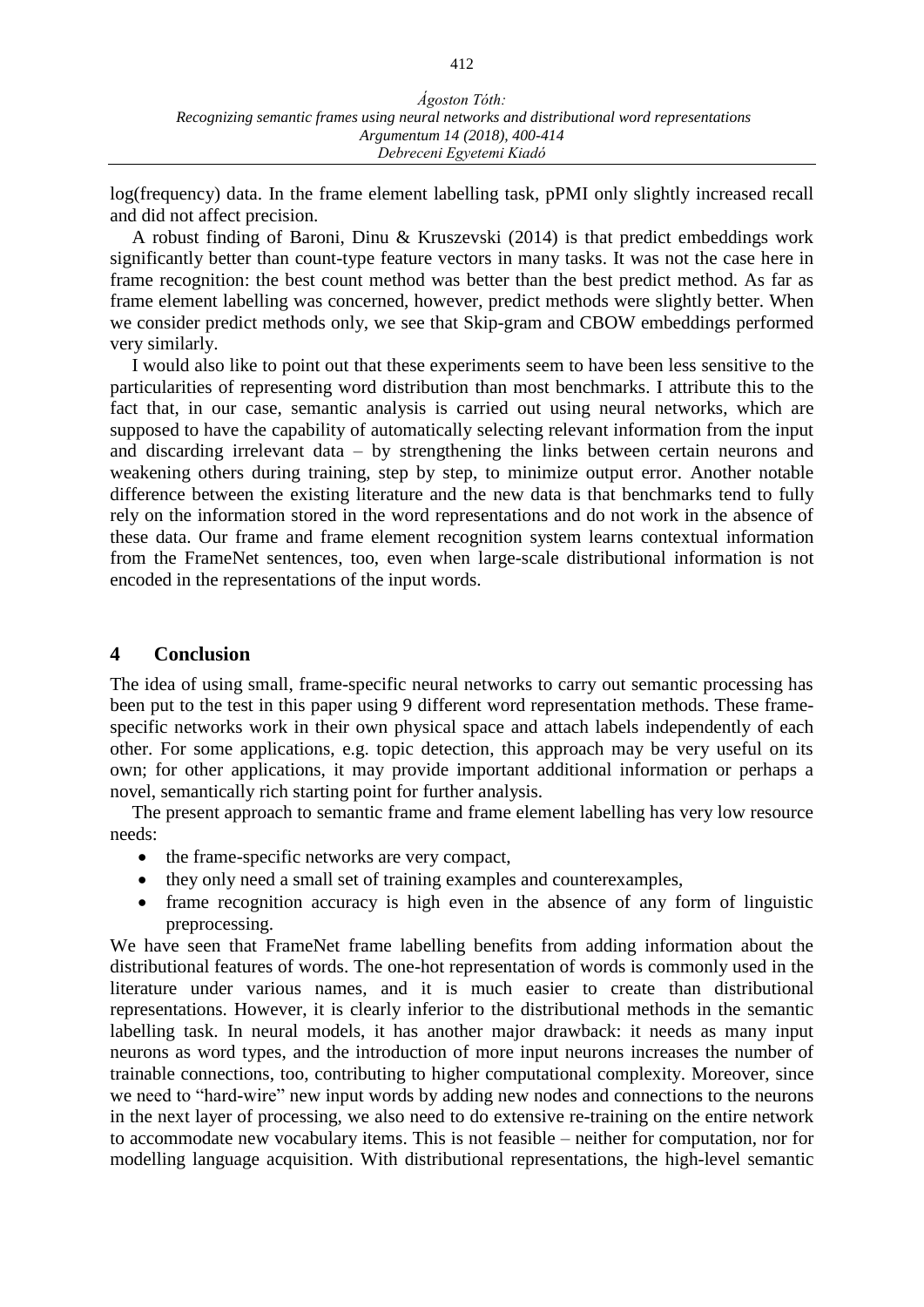log(frequency) data. In the frame element labelling task, pPMI only slightly increased recall and did not affect precision.

A robust finding of Baroni, Dinu & Kruszevski (2014) is that predict embeddings work significantly better than count-type feature vectors in many tasks. It was not the case here in frame recognition: the best count method was better than the best predict method. As far as frame element labelling was concerned, however, predict methods were slightly better. When we consider predict methods only, we see that Skip-gram and CBOW embeddings performed very similarly.

I would also like to point out that these experiments seem to have been less sensitive to the particularities of representing word distribution than most benchmarks. I attribute this to the fact that, in our case, semantic analysis is carried out using neural networks, which are supposed to have the capability of automatically selecting relevant information from the input and discarding irrelevant data – by strengthening the links between certain neurons and weakening others during training, step by step, to minimize output error. Another notable difference between the existing literature and the new data is that benchmarks tend to fully rely on the information stored in the word representations and do not work in the absence of these data. Our frame and frame element recognition system learns contextual information from the FrameNet sentences, too, even when large-scale distributional information is not encoded in the representations of the input words.

## 4 Conclusion

The idea of using small, frame-specific neural networks to carry out semantic processing has been put to the test in this paper using 9 different word representation methods. These frame-specific networks work in their own physical space and attach labels independently of each other. For some applications, e.g. topic detection, this approach may be very useful on its own; for other applications, it may provide important additional information or perhaps a novel, semantically rich starting point for further analysis.

The present approach to semantic frame and frame element labelling has very low resource needs:

- the frame-specific networks are very compact,
- they only need a small set of training examples and counterexamples,
- frame recognition accuracy is high even in the absence of any form of linguistic preprocessing.

We have seen that FrameNet frame labelling benefits from adding information about the distributional features of words. The one-hot representation of words is commonly used in the literature under various names, and it is much easier to create than distributional representations. However, it is clearly inferior to the distributional methods in the semantic labelling task. In neural models, it has another major drawback: it needs as many input neurons as word types, and the introduction of more input neurons increases the number of trainable connections, too, contributing to higher computational complexity. Moreover, since we need to "hard-wire" new input words by adding new nodes and connections to the neurons in the next layer of processing, we also need to do extensive re-training on the entire network to accommodate new vocabulary items. This is not feasible – neither for computation, nor for modelling language acquisition. With distributional representations, the high-level semantic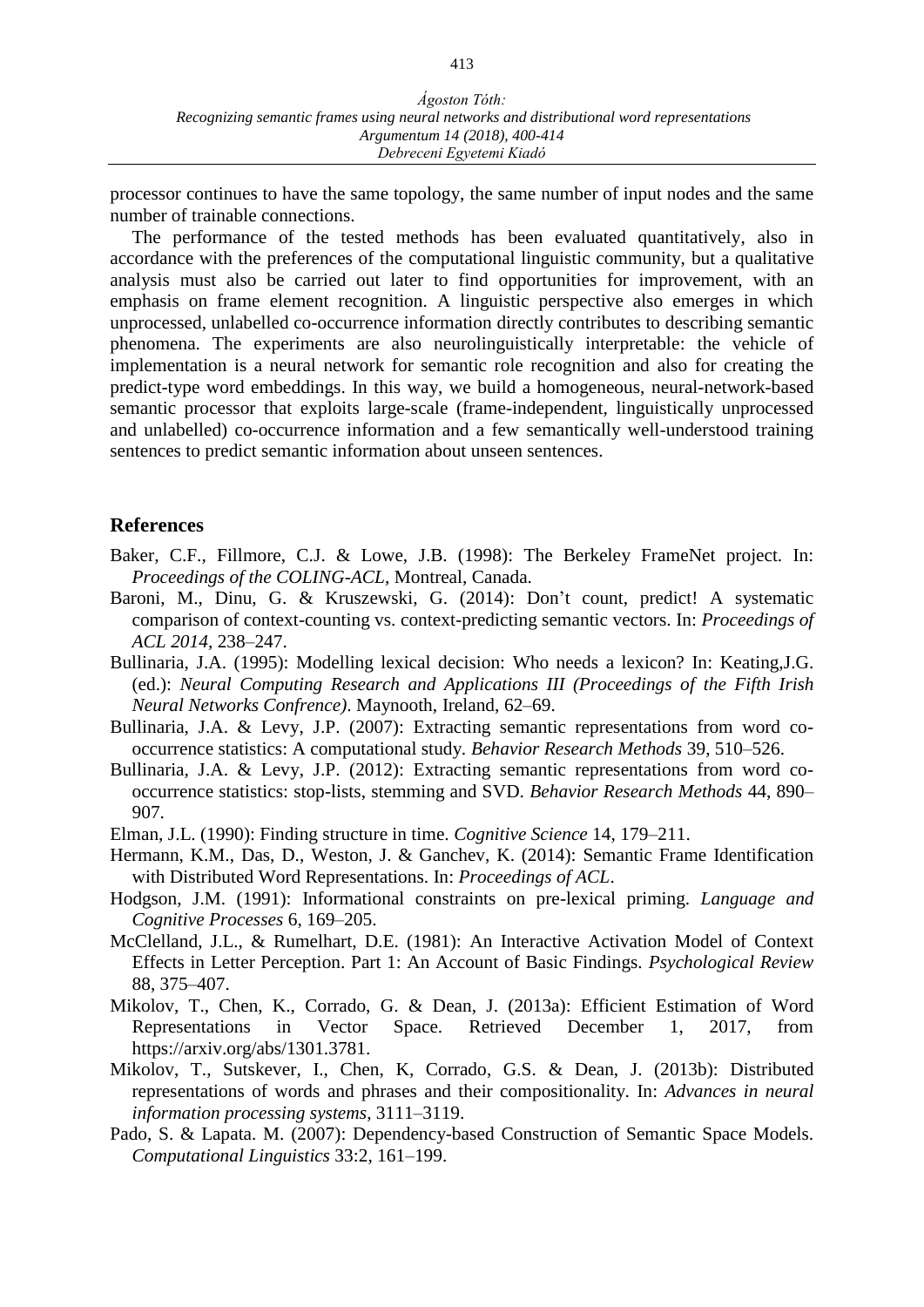processor continues to have the same topology, the same number of input nodes and the same number of trainable connections.

The performance of the tested methods has been evaluated quantitatively, also in accordance with the preferences of the computational linguistic community, but a qualitative analysis must also be carried out later to find opportunities for improvement, with an emphasis on frame element recognition. A linguistic perspective also emerges in which unprocessed, unlabelled co-occurrence information directly contributes to describing semantic phenomena. The experiments are also neurolinguistically interpretable: the vehicle of implementation is a neural network for semantic role recognition and also for creating the predict-type word embeddings. In this way, we build a homogeneous, neural-network-based semantic processor that exploits large-scale (frame-independent, linguistically unprocessed and unlabelled) co-occurrence information and a few semantically well-understood training sentences to predict semantic information about unseen sentences.

## References

Baker, C.F., Fillmore, C.J. & Lowe, J.B. (1998): The Berkeley FrameNet project. In: *Proceedings of the COLING-ACL*, Montreal, Canada.

Baroni, M., Dinu, G. & Kruszewski, G. (2014): Don't count, predict! A systematic comparison of context-counting vs. context-predicting semantic vectors. In: *Proceedings of ACL 2014*, 238–247.

Bullinaria, J.A. (1995): Modelling lexical decision: Who needs a lexicon? In: Keating,J.G. (ed.): *Neural Computing Research and Applications III (Proceedings of the Fifth Irish Neural Networks Confrence)*. Maynooth, Ireland, 62–69.

Bullinaria, J.A. & Levy, J.P. (2007): Extracting semantic representations from word co-occurrence statistics: A computational study. *Behavior Research Methods* 39, 510–526.

Bullinaria, J.A. & Levy, J.P. (2012): Extracting semantic representations from word co-occurrence statistics: stop-lists, stemming and SVD. *Behavior Research Methods* 44, 890–907.

Elman, J.L. (1990): Finding structure in time. *Cognitive Science* 14, 179–211.

Hermann, K.M., Das, D., Weston, J. & Ganchev, K. (2014): Semantic Frame Identification with Distributed Word Representations. In: *Proceedings of ACL*.

Hodgson, J.M. (1991): Informational constraints on pre-lexical priming. *Language and Cognitive Processes* 6, 169–205.

McClelland, J.L., & Rumelhart, D.E. (1981): An Interactive Activation Model of Context Effects in Letter Perception. Part 1: An Account of Basic Findings. *Psychological Review* 88, 375–407.

Mikolov, T., Chen, K., Corrado, G. & Dean, J. (2013a): Efficient Estimation of Word Representations in Vector Space. Retrieved December 1, 2017, from https://arxiv.org/abs/1301.3781.

Mikolov, T., Sutskever, I., Chen, K, Corrado, G.S. & Dean, J. (2013b): Distributed representations of words and phrases and their compositionality. In: *Advances in neural information processing systems*, 3111–3119.

Pado, S. & Lapata. M. (2007): Dependency-based Construction of Semantic Space Models. *Computational Linguistics* 33:2, 161–199.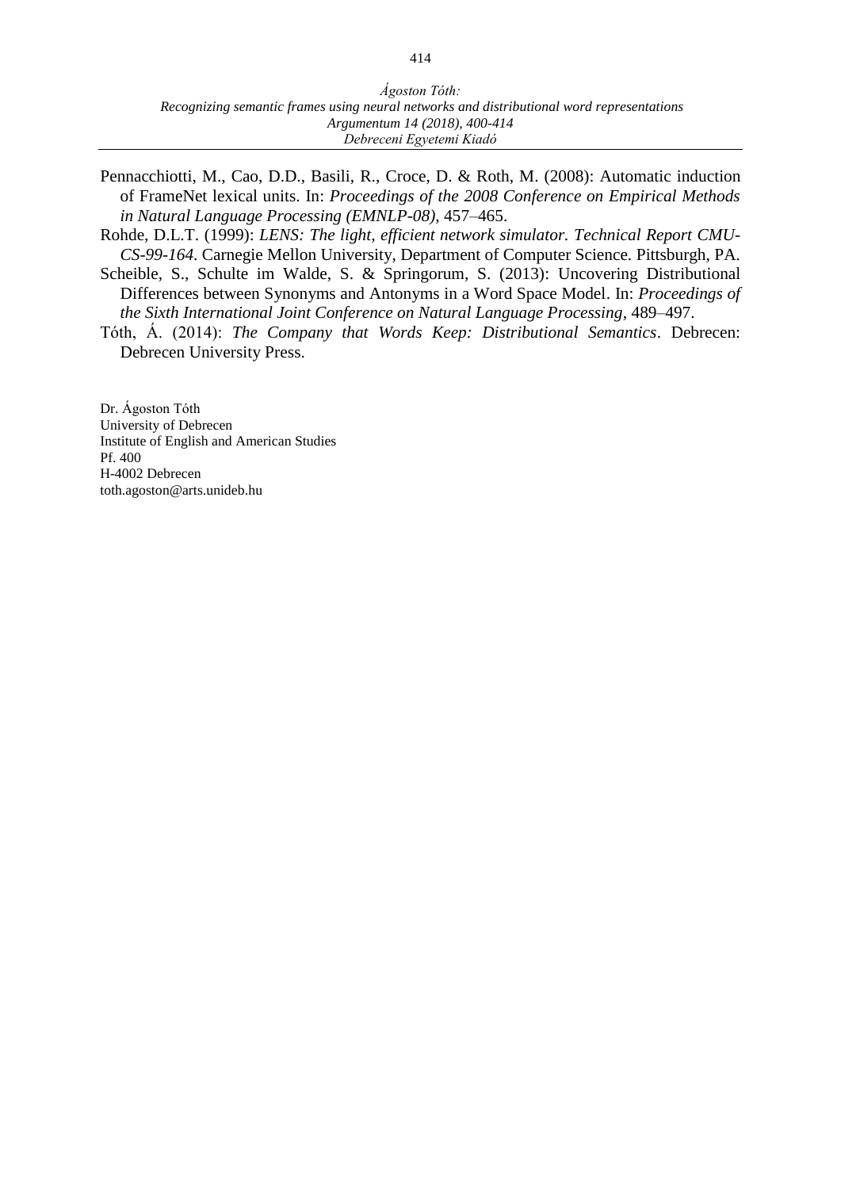Pennacchiotti, M., Cao, D.D., Basili, R., Croce, D. & Roth, M. (2008): Automatic induction of FrameNet lexical units. In: *Proceedings of the 2008 Conference on Empirical Methods in Natural Language Processing (EMNLP-08)*, 457–465.

Rohde, D.L.T. (1999): *LENS: The light, efficient network simulator. Technical Report CMU-CS-99-164*. Carnegie Mellon University, Department of Computer Science. Pittsburgh, PA.

Scheible, S., Schulte im Walde, S. & Springorum, S. (2013): Uncovering Distributional Differences between Synonyms and Antonyms in a Word Space Model. In: *Proceedings of the Sixth International Joint Conference on Natural Language Processing*, 489–497.

Tóth, Á. (2014): *The Company that Words Keep: Distributional Semantics*. Debrecen: Debrecen University Press.

Dr. Ágoston Tóth
University of Debrecen
Institute of English and American Studies
Pf. 400
H-4002 Debrecen
toth.agoston@arts.unideb.hu